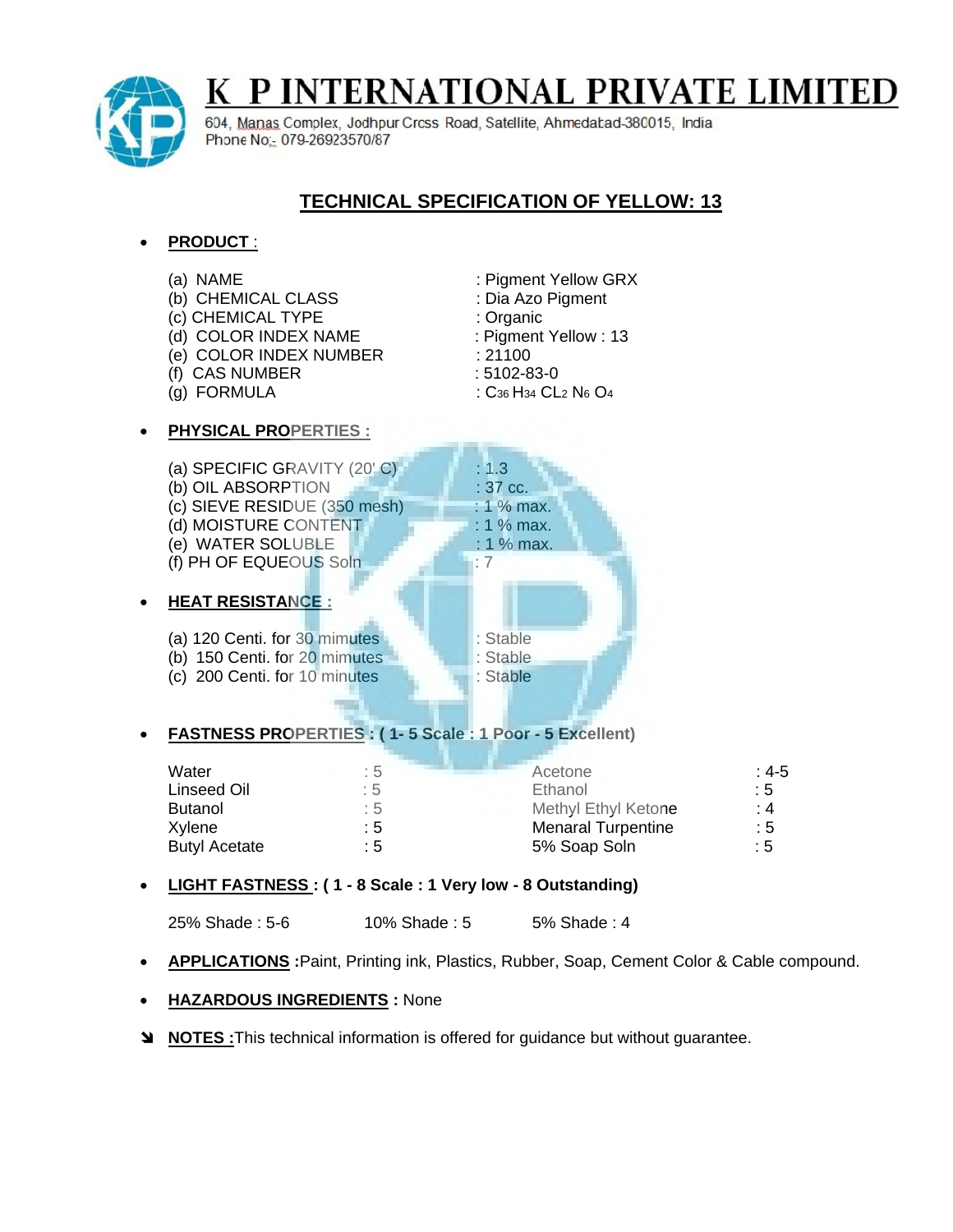# K P INTERNATIONAL PRIVATE LIMITED

604, Manas Complex, Jodhpur Crcss Road, Satellite, Ahmedabad-380015, India
Phone No:- 079-26923570/87

## TECHNICAL SPECIFICATION OF YELLOW: 13

- **PRODUCT** :

| | |
|---|---|
| (a) NAME | : Pigment Yellow GRX |
| (b) CHEMICAL CLASS | : Dia Azo Pigment |
| (c) CHEMICAL TYPE | : Organic |
| (d) COLOR INDEX NAME | : Pigment Yellow : 13 |
| (e) COLOR INDEX NUMBER | : 21100 |
| (f) CAS NUMBER | : 5102-83-0 |
| (g) FORMULA | : $C_{36} H_{34} CL_2 N_6 O_4$ |

- **PHYSICAL PROPERTIES :**

| | |
|---|---|
| (a) SPECIFIC GRAVITY (20' C) | : 1.3 |
| (b) OIL ABSORPTION | : 37 cc. |
| (c) SIEVE RESIDUE (350 mesh) | : 1 % max. |
| (d) MOISTURE CONTENT | : 1 % max. |
| (e) WATER SOLUBLE | : 1 % max. |
| (f) PH OF EQUEOUS Soln | : 7 |

- **HEAT RESISTANCE :**

| | |
|---|---|
| (a) 120 Centi. for 30 mimutes | : Stable |
| (b) 150 Centi. for 20 mimutes | : Stable |
| (c) 200 Centi. for 10 minutes | : Stable |

- **FASTNESS PROPERTIES : ( 1- 5 Scale : 1 Poor - 5 Excellent)**

| | | | |
|---|---|---|---|
| Water | : 5 | Acetone | : 4-5 |
| Linseed Oil | : 5 | Ethanol | : 5 |
| Butanol | : 5 | Methyl Ethyl Ketone | : 4 |
| Xylene | : 5 | Menaral Turpentine | : 5 |
| Butyl Acetate | : 5 | 5% Soap Soln | : 5 |

- **LIGHT FASTNESS : ( 1 - 8 Scale : 1 Very low - 8 Outstanding)**

  25% Shade : 5-6    10% Shade : 5    5% Shade : 4

- **APPLICATIONS :**Paint, Printing ink, Plastics, Rubber, Soap, Cement Color & Cable compound.

- **HAZARDOUS INGREDIENTS :** None

➘ **NOTES :**This technical information is offered for guidance but without guarantee.